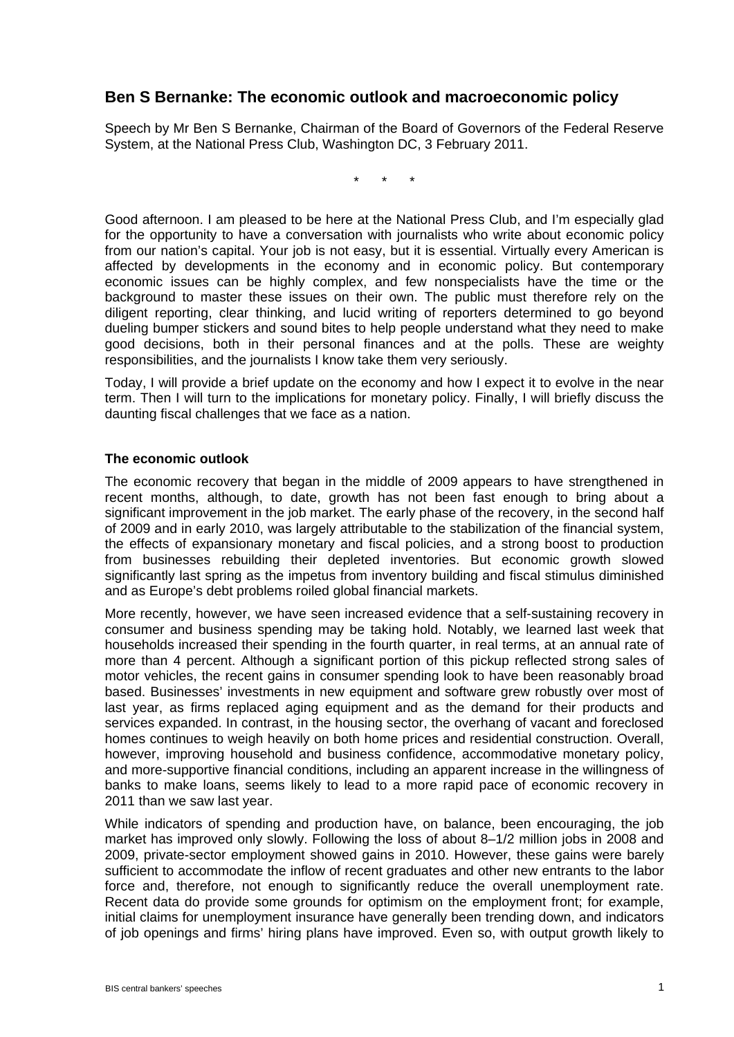## Ben S Bernanke: The economic outlook and macroeconomic policy

Speech by Mr Ben S Bernanke, Chairman of the Board of Governors of the Federal Reserve System, at the National Press Club, Washington DC, 3 February 2011.

\* \* \*

Good afternoon. I am pleased to be here at the National Press Club, and I'm especially glad for the opportunity to have a conversation with journalists who write about economic policy from our nation's capital. Your job is not easy, but it is essential. Virtually every American is affected by developments in the economy and in economic policy. But contemporary economic issues can be highly complex, and few nonspecialists have the time or the background to master these issues on their own. The public must therefore rely on the diligent reporting, clear thinking, and lucid writing of reporters determined to go beyond dueling bumper stickers and sound bites to help people understand what they need to make good decisions, both in their personal finances and at the polls. These are weighty responsibilities, and the journalists I know take them very seriously.

Today, I will provide a brief update on the economy and how I expect it to evolve in the near term. Then I will turn to the implications for monetary policy. Finally, I will briefly discuss the daunting fiscal challenges that we face as a nation.

### The economic outlook

The economic recovery that began in the middle of 2009 appears to have strengthened in recent months, although, to date, growth has not been fast enough to bring about a significant improvement in the job market. The early phase of the recovery, in the second half of 2009 and in early 2010, was largely attributable to the stabilization of the financial system, the effects of expansionary monetary and fiscal policies, and a strong boost to production from businesses rebuilding their depleted inventories. But economic growth slowed significantly last spring as the impetus from inventory building and fiscal stimulus diminished and as Europe's debt problems roiled global financial markets.

More recently, however, we have seen increased evidence that a self-sustaining recovery in consumer and business spending may be taking hold. Notably, we learned last week that households increased their spending in the fourth quarter, in real terms, at an annual rate of more than 4 percent. Although a significant portion of this pickup reflected strong sales of motor vehicles, the recent gains in consumer spending look to have been reasonably broad based. Businesses' investments in new equipment and software grew robustly over most of last year, as firms replaced aging equipment and as the demand for their products and services expanded. In contrast, in the housing sector, the overhang of vacant and foreclosed homes continues to weigh heavily on both home prices and residential construction. Overall, however, improving household and business confidence, accommodative monetary policy, and more-supportive financial conditions, including an apparent increase in the willingness of banks to make loans, seems likely to lead to a more rapid pace of economic recovery in 2011 than we saw last year.

While indicators of spending and production have, on balance, been encouraging, the job market has improved only slowly. Following the loss of about 8–1/2 million jobs in 2008 and 2009, private-sector employment showed gains in 2010. However, these gains were barely sufficient to accommodate the inflow of recent graduates and other new entrants to the labor force and, therefore, not enough to significantly reduce the overall unemployment rate. Recent data do provide some grounds for optimism on the employment front; for example, initial claims for unemployment insurance have generally been trending down, and indicators of job openings and firms' hiring plans have improved. Even so, with output growth likely to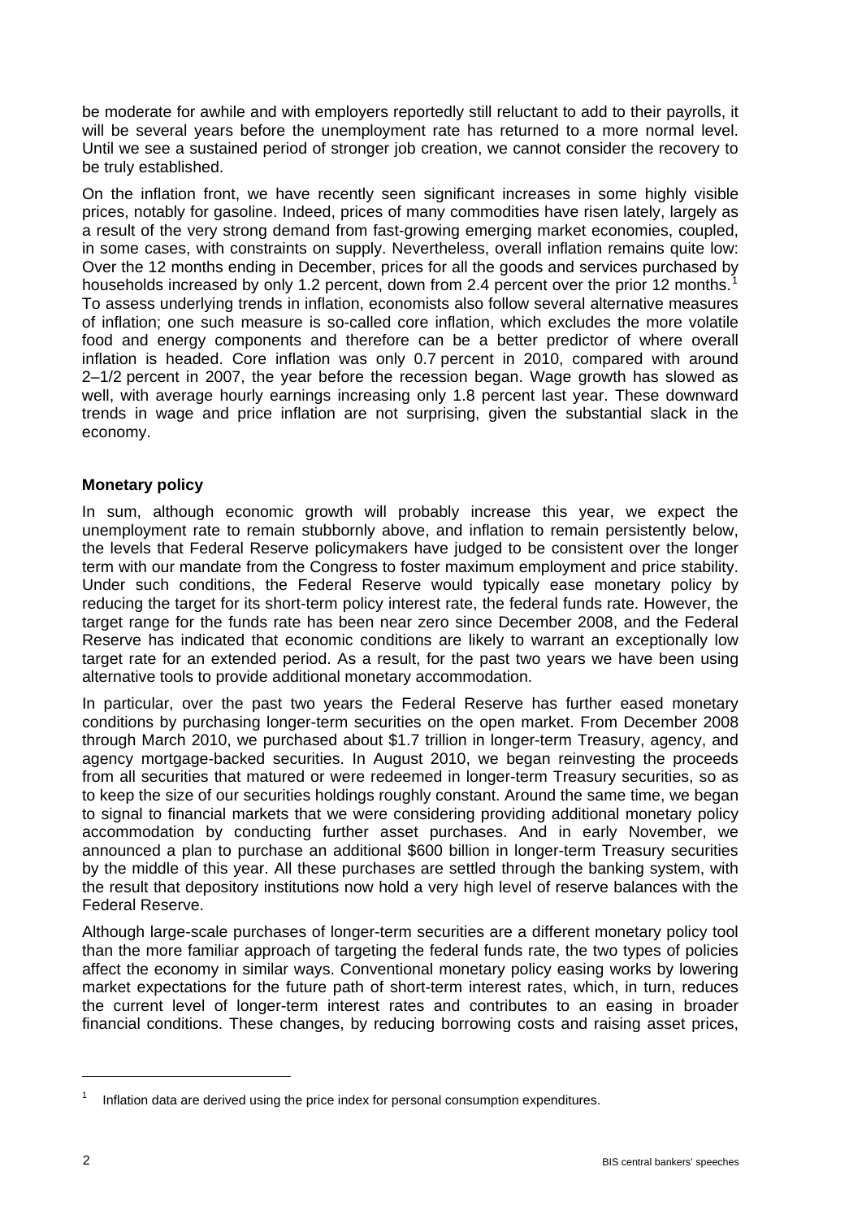be moderate for awhile and with employers reportedly still reluctant to add to their payrolls, it will be several years before the unemployment rate has returned to a more normal level. Until we see a sustained period of stronger job creation, we cannot consider the recovery to be truly established.

On the inflation front, we have recently seen significant increases in some highly visible prices, notably for gasoline. Indeed, prices of many commodities have risen lately, largely as a result of the very strong demand from fast-growing emerging market economies, coupled, in some cases, with constraints on supply. Nevertheless, overall inflation remains quite low: Over the 12 months ending in December, prices for all the goods and services purchased by households increased by only 1.2 percent, down from 2.4 percent over the prior 12 months.[1] To assess underlying trends in inflation, economists also follow several alternative measures of inflation; one such measure is so-called core inflation, which excludes the more volatile food and energy components and therefore can be a better predictor of where overall inflation is headed. Core inflation was only 0.7 percent in 2010, compared with around 2–1/2 percent in 2007, the year before the recession began. Wage growth has slowed as well, with average hourly earnings increasing only 1.8 percent last year. These downward trends in wage and price inflation are not surprising, given the substantial slack in the economy.

**Monetary policy**

In sum, although economic growth will probably increase this year, we expect the unemployment rate to remain stubbornly above, and inflation to remain persistently below, the levels that Federal Reserve policymakers have judged to be consistent over the longer term with our mandate from the Congress to foster maximum employment and price stability. Under such conditions, the Federal Reserve would typically ease monetary policy by reducing the target for its short-term policy interest rate, the federal funds rate. However, the target range for the funds rate has been near zero since December 2008, and the Federal Reserve has indicated that economic conditions are likely to warrant an exceptionally low target rate for an extended period. As a result, for the past two years we have been using alternative tools to provide additional monetary accommodation.

In particular, over the past two years the Federal Reserve has further eased monetary conditions by purchasing longer-term securities on the open market. From December 2008 through March 2010, we purchased about $1.7 trillion in longer-term Treasury, agency, and agency mortgage-backed securities. In August 2010, we began reinvesting the proceeds from all securities that matured or were redeemed in longer-term Treasury securities, so as to keep the size of our securities holdings roughly constant. Around the same time, we began to signal to financial markets that we were considering providing additional monetary policy accommodation by conducting further asset purchases. And in early November, we announced a plan to purchase an additional $600 billion in longer-term Treasury securities by the middle of this year. All these purchases are settled through the banking system, with the result that depository institutions now hold a very high level of reserve balances with the Federal Reserve.

Although large-scale purchases of longer-term securities are a different monetary policy tool than the more familiar approach of targeting the federal funds rate, the two types of policies affect the economy in similar ways. Conventional monetary policy easing works by lowering market expectations for the future path of short-term interest rates, which, in turn, reduces the current level of longer-term interest rates and contributes to an easing in broader financial conditions. These changes, by reducing borrowing costs and raising asset prices,

[1] Inflation data are derived using the price index for personal consumption expenditures.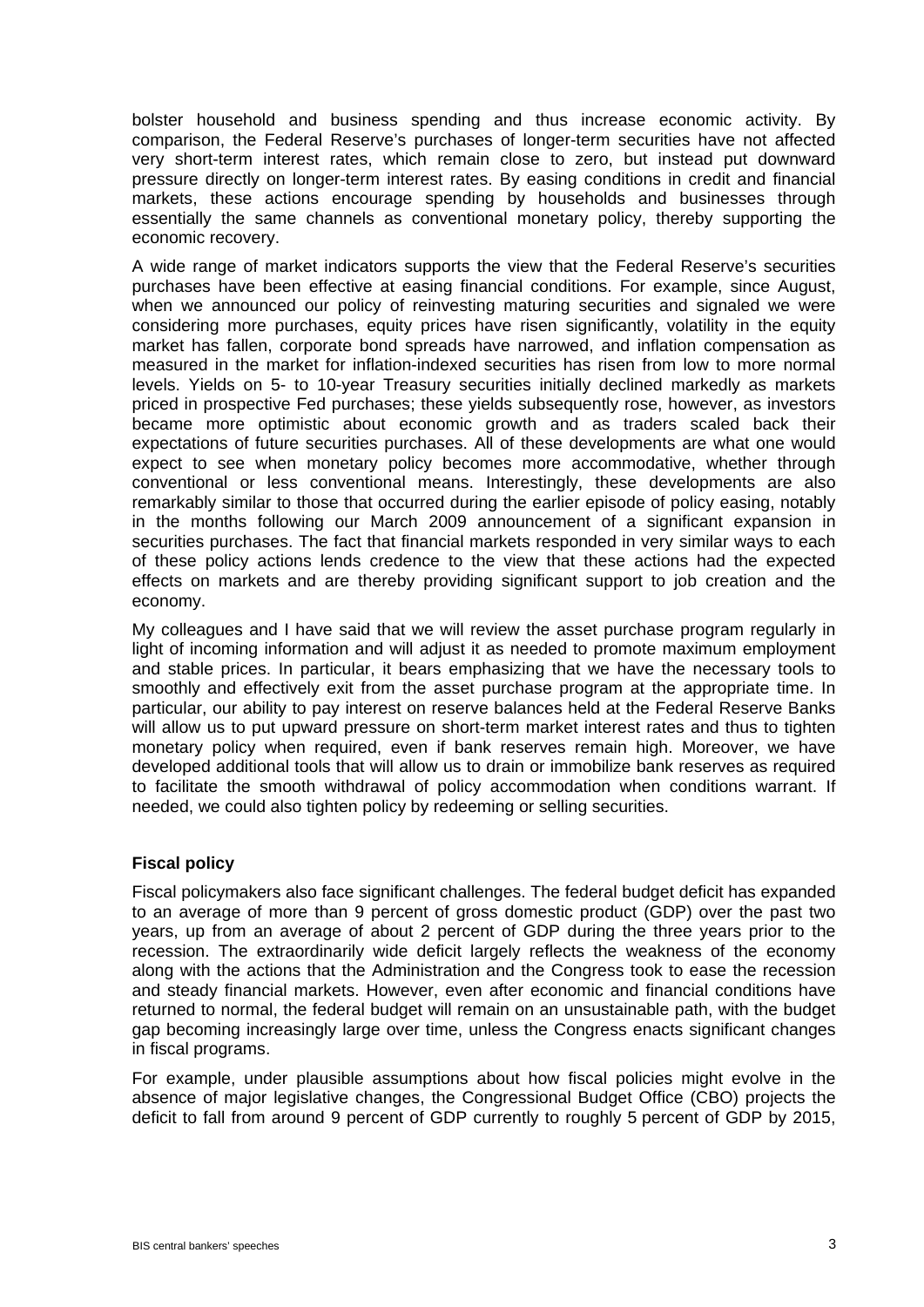bolster household and business spending and thus increase economic activity. By comparison, the Federal Reserve's purchases of longer-term securities have not affected very short-term interest rates, which remain close to zero, but instead put downward pressure directly on longer-term interest rates. By easing conditions in credit and financial markets, these actions encourage spending by households and businesses through essentially the same channels as conventional monetary policy, thereby supporting the economic recovery.

A wide range of market indicators supports the view that the Federal Reserve's securities purchases have been effective at easing financial conditions. For example, since August, when we announced our policy of reinvesting maturing securities and signaled we were considering more purchases, equity prices have risen significantly, volatility in the equity market has fallen, corporate bond spreads have narrowed, and inflation compensation as measured in the market for inflation-indexed securities has risen from low to more normal levels. Yields on 5- to 10-year Treasury securities initially declined markedly as markets priced in prospective Fed purchases; these yields subsequently rose, however, as investors became more optimistic about economic growth and as traders scaled back their expectations of future securities purchases. All of these developments are what one would expect to see when monetary policy becomes more accommodative, whether through conventional or less conventional means. Interestingly, these developments are also remarkably similar to those that occurred during the earlier episode of policy easing, notably in the months following our March 2009 announcement of a significant expansion in securities purchases. The fact that financial markets responded in very similar ways to each of these policy actions lends credence to the view that these actions had the expected effects on markets and are thereby providing significant support to job creation and the economy.

My colleagues and I have said that we will review the asset purchase program regularly in light of incoming information and will adjust it as needed to promote maximum employment and stable prices. In particular, it bears emphasizing that we have the necessary tools to smoothly and effectively exit from the asset purchase program at the appropriate time. In particular, our ability to pay interest on reserve balances held at the Federal Reserve Banks will allow us to put upward pressure on short-term market interest rates and thus to tighten monetary policy when required, even if bank reserves remain high. Moreover, we have developed additional tools that will allow us to drain or immobilize bank reserves as required to facilitate the smooth withdrawal of policy accommodation when conditions warrant. If needed, we could also tighten policy by redeeming or selling securities.

### Fiscal policy

Fiscal policymakers also face significant challenges. The federal budget deficit has expanded to an average of more than 9 percent of gross domestic product (GDP) over the past two years, up from an average of about 2 percent of GDP during the three years prior to the recession. The extraordinarily wide deficit largely reflects the weakness of the economy along with the actions that the Administration and the Congress took to ease the recession and steady financial markets. However, even after economic and financial conditions have returned to normal, the federal budget will remain on an unsustainable path, with the budget gap becoming increasingly large over time, unless the Congress enacts significant changes in fiscal programs.

For example, under plausible assumptions about how fiscal policies might evolve in the absence of major legislative changes, the Congressional Budget Office (CBO) projects the deficit to fall from around 9 percent of GDP currently to roughly 5 percent of GDP by 2015,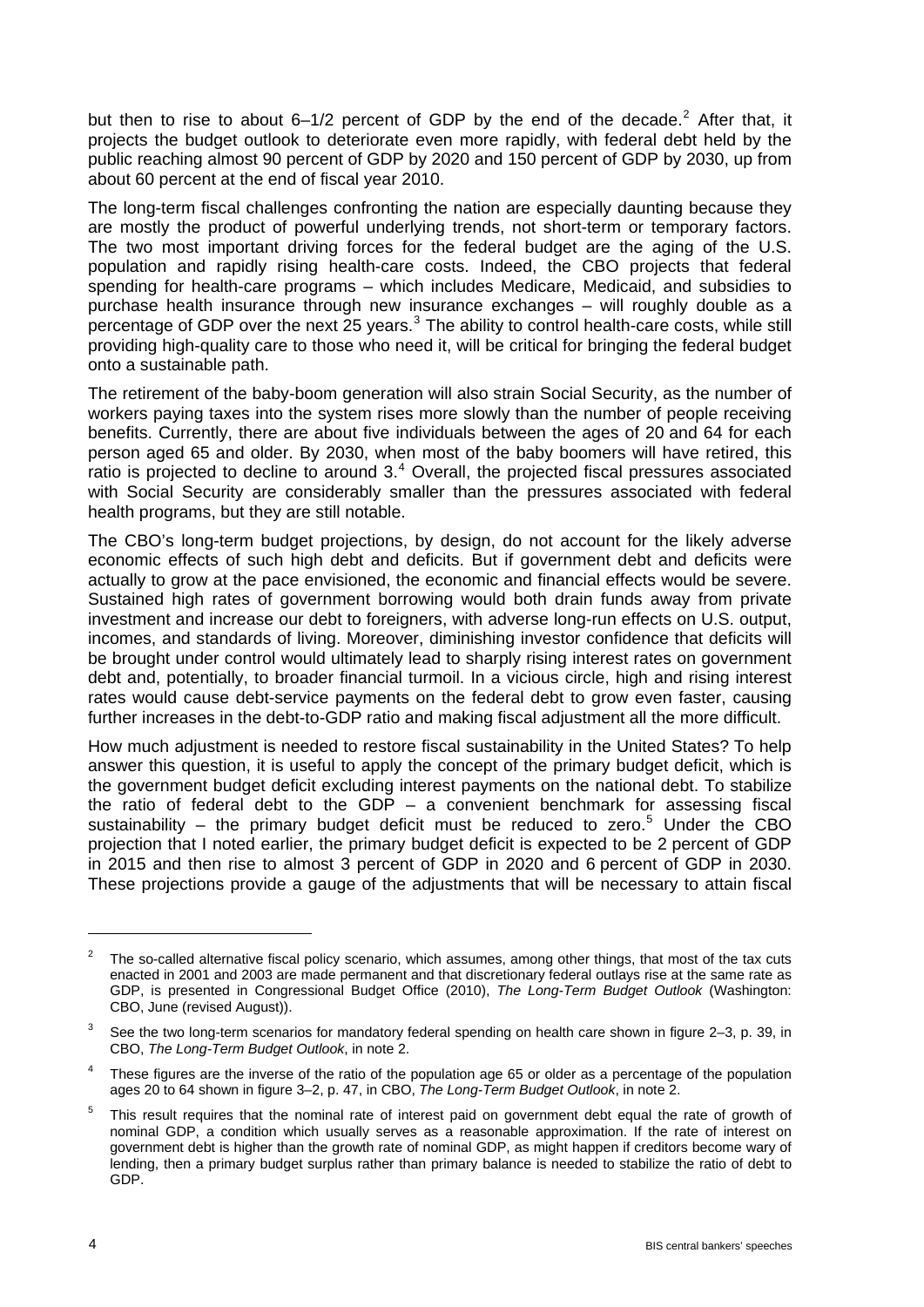but then to rise to about 6–1/2 percent of GDP by the end of the decade.[2] After that, it projects the budget outlook to deteriorate even more rapidly, with federal debt held by the public reaching almost 90 percent of GDP by 2020 and 150 percent of GDP by 2030, up from about 60 percent at the end of fiscal year 2010.

The long-term fiscal challenges confronting the nation are especially daunting because they are mostly the product of powerful underlying trends, not short-term or temporary factors. The two most important driving forces for the federal budget are the aging of the U.S. population and rapidly rising health-care costs. Indeed, the CBO projects that federal spending for health-care programs – which includes Medicare, Medicaid, and subsidies to purchase health insurance through new insurance exchanges – will roughly double as a percentage of GDP over the next 25 years.[3] The ability to control health-care costs, while still providing high-quality care to those who need it, will be critical for bringing the federal budget onto a sustainable path.

The retirement of the baby-boom generation will also strain Social Security, as the number of workers paying taxes into the system rises more slowly than the number of people receiving benefits. Currently, there are about five individuals between the ages of 20 and 64 for each person aged 65 and older. By 2030, when most of the baby boomers will have retired, this ratio is projected to decline to around 3.[4] Overall, the projected fiscal pressures associated with Social Security are considerably smaller than the pressures associated with federal health programs, but they are still notable.

The CBO's long-term budget projections, by design, do not account for the likely adverse economic effects of such high debt and deficits. But if government debt and deficits were actually to grow at the pace envisioned, the economic and financial effects would be severe. Sustained high rates of government borrowing would both drain funds away from private investment and increase our debt to foreigners, with adverse long-run effects on U.S. output, incomes, and standards of living. Moreover, diminishing investor confidence that deficits will be brought under control would ultimately lead to sharply rising interest rates on government debt and, potentially, to broader financial turmoil. In a vicious circle, high and rising interest rates would cause debt-service payments on the federal debt to grow even faster, causing further increases in the debt-to-GDP ratio and making fiscal adjustment all the more difficult.

How much adjustment is needed to restore fiscal sustainability in the United States? To help answer this question, it is useful to apply the concept of the primary budget deficit, which is the government budget deficit excluding interest payments on the national debt. To stabilize the ratio of federal debt to the GDP – a convenient benchmark for assessing fiscal sustainability – the primary budget deficit must be reduced to zero.[5] Under the CBO projection that I noted earlier, the primary budget deficit is expected to be 2 percent of GDP in 2015 and then rise to almost 3 percent of GDP in 2020 and 6 percent of GDP in 2030. These projections provide a gauge of the adjustments that will be necessary to attain fiscal

---

[2] The so-called alternative fiscal policy scenario, which assumes, among other things, that most of the tax cuts enacted in 2001 and 2003 are made permanent and that discretionary federal outlays rise at the same rate as GDP, is presented in Congressional Budget Office (2010), *The Long-Term Budget Outlook* (Washington: CBO, June (revised August)).

[3] See the two long-term scenarios for mandatory federal spending on health care shown in figure 2–3, p. 39, in CBO, *The Long-Term Budget Outlook*, in note 2.

[4] These figures are the inverse of the ratio of the population age 65 or older as a percentage of the population ages 20 to 64 shown in figure 3–2, p. 47, in CBO, *The Long-Term Budget Outlook*, in note 2.

[5] This result requires that the nominal rate of interest paid on government debt equal the rate of growth of nominal GDP, a condition which usually serves as a reasonable approximation. If the rate of interest on government debt is higher than the growth rate of nominal GDP, as might happen if creditors become wary of lending, then a primary budget surplus rather than primary balance is needed to stabilize the ratio of debt to GDP.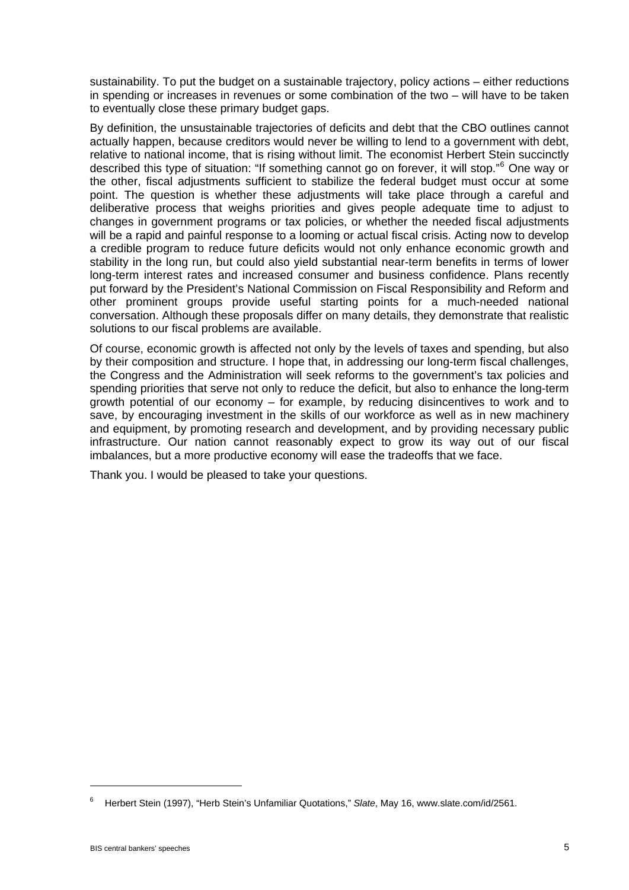sustainability. To put the budget on a sustainable trajectory, policy actions – either reductions in spending or increases in revenues or some combination of the two – will have to be taken to eventually close these primary budget gaps.

By definition, the unsustainable trajectories of deficits and debt that the CBO outlines cannot actually happen, because creditors would never be willing to lend to a government with debt, relative to national income, that is rising without limit. The economist Herbert Stein succinctly described this type of situation: "If something cannot go on forever, it will stop."[6] One way or the other, fiscal adjustments sufficient to stabilize the federal budget must occur at some point. The question is whether these adjustments will take place through a careful and deliberative process that weighs priorities and gives people adequate time to adjust to changes in government programs or tax policies, or whether the needed fiscal adjustments will be a rapid and painful response to a looming or actual fiscal crisis. Acting now to develop a credible program to reduce future deficits would not only enhance economic growth and stability in the long run, but could also yield substantial near-term benefits in terms of lower long-term interest rates and increased consumer and business confidence. Plans recently put forward by the President's National Commission on Fiscal Responsibility and Reform and other prominent groups provide useful starting points for a much-needed national conversation. Although these proposals differ on many details, they demonstrate that realistic solutions to our fiscal problems are available.

Of course, economic growth is affected not only by the levels of taxes and spending, but also by their composition and structure. I hope that, in addressing our long-term fiscal challenges, the Congress and the Administration will seek reforms to the government's tax policies and spending priorities that serve not only to reduce the deficit, but also to enhance the long-term growth potential of our economy – for example, by reducing disincentives to work and to save, by encouraging investment in the skills of our workforce as well as in new machinery and equipment, by promoting research and development, and by providing necessary public infrastructure. Our nation cannot reasonably expect to grow its way out of our fiscal imbalances, but a more productive economy will ease the tradeoffs that we face.

Thank you. I would be pleased to take your questions.

---

[6] Herbert Stein (1997), "Herb Stein's Unfamiliar Quotations," *Slate*, May 16, www.slate.com/id/2561.